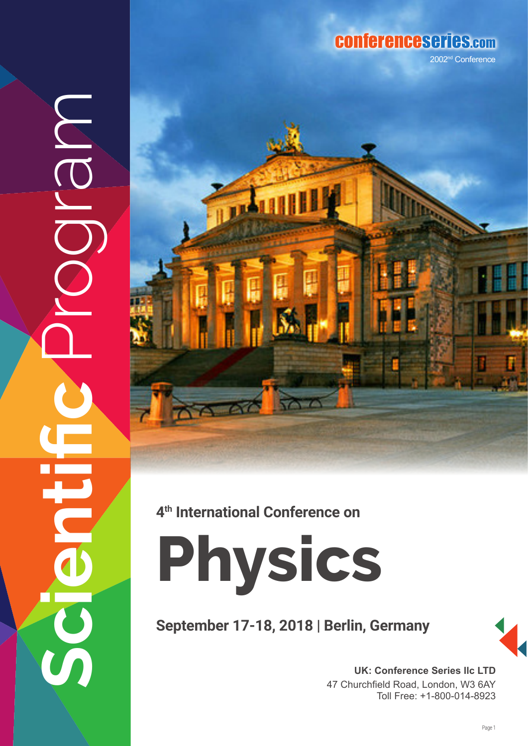conferenceseries.com

2002nd Conference

Scientific Program

4th International Conference on

# Physics

**September 17-18, 2018 | Berlin, Germany**

**UK: Conference Series llc LTD**
47 Churchfield Road, London, W3 6AY
Toll Free: +1-800-014-8923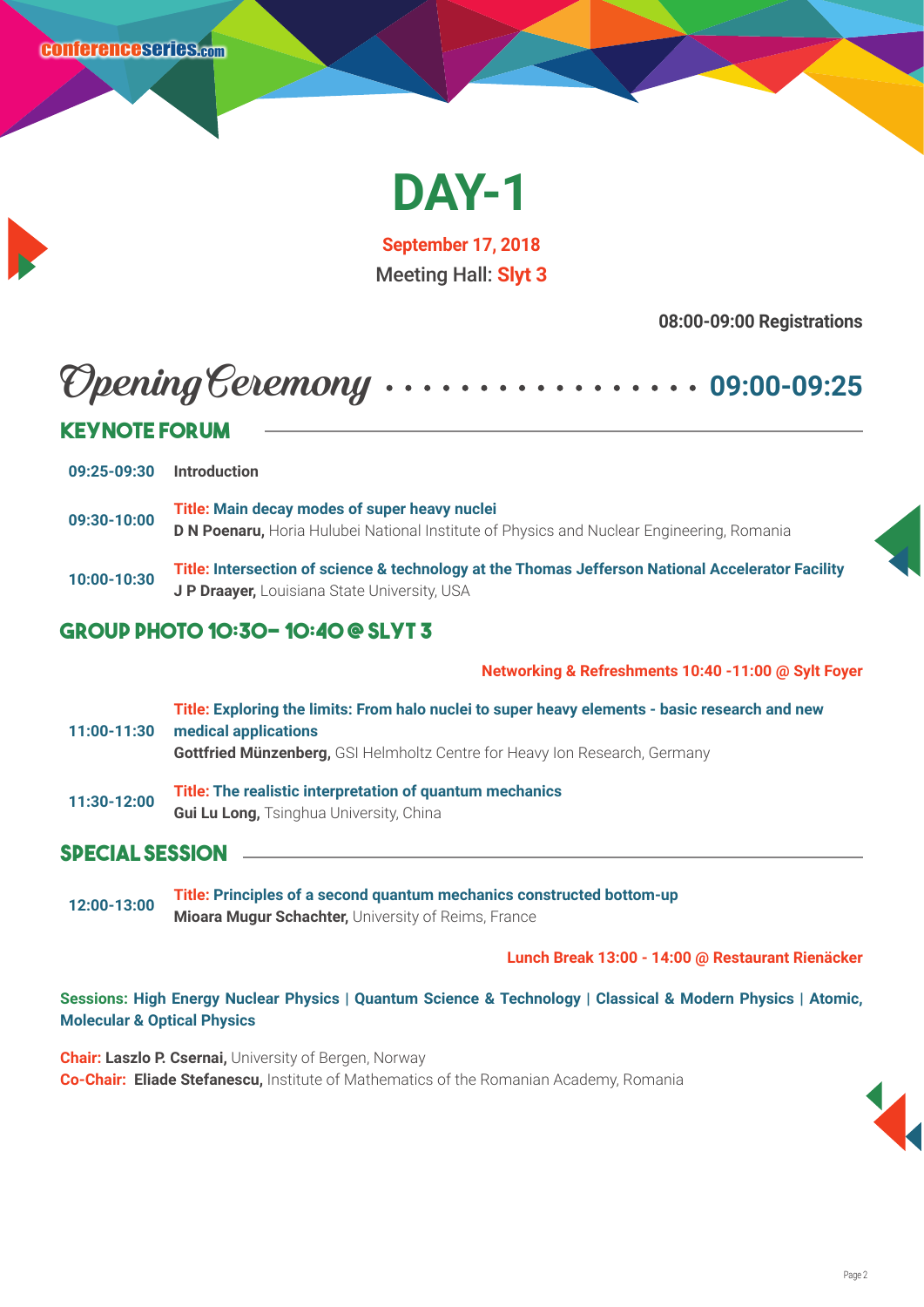# DAY-1

**September 17, 2018**

Meeting Hall: **Slyt 3**

**08:00-09:00 Registrations**

## Opening Ceremony ................. 09:00-09:25

## KEYNOTE FORUM

**09:25-09:30** **Introduction**

**09:30-10:00** **Title: Main decay modes of super heavy nuclei**
**D N Poenaru,** Horia Hulubei National Institute of Physics and Nuclear Engineering, Romania

**10:00-10:30** **Title: Intersection of science & technology at the Thomas Jefferson National Accelerator Facility**
**J P Draayer,** Louisiana State University, USA

## GROUP PHOTO 10:30– 10:40 @ SLYT 3

**Networking & Refreshments 10:40 -11:00 @ Sylt Foyer**

**11:00-11:30** **Title: Exploring the limits: From halo nuclei to super heavy elements - basic research and new medical applications**
**Gottfried Münzenberg,** GSI Helmholtz Centre for Heavy Ion Research, Germany

**11:30-12:00** **Title: The realistic interpretation of quantum mechanics**
**Gui Lu Long,** Tsinghua University, China

## SPECIAL SESSION

**12:00-13:00** **Title: Principles of a second quantum mechanics constructed bottom-up**
**Mioara Mugur Schachter,** University of Reims, France

**Lunch Break 13:00 - 14:00 @ Restaurant Rienäcker**

**Sessions: High Energy Nuclear Physics | Quantum Science & Technology | Classical & Modern Physics | Atomic, Molecular & Optical Physics**

**Chair: Laszlo P. Csernai,** University of Bergen, Norway
**Co-Chair: Eliade Stefanescu,** Institute of Mathematics of the Romanian Academy, Romania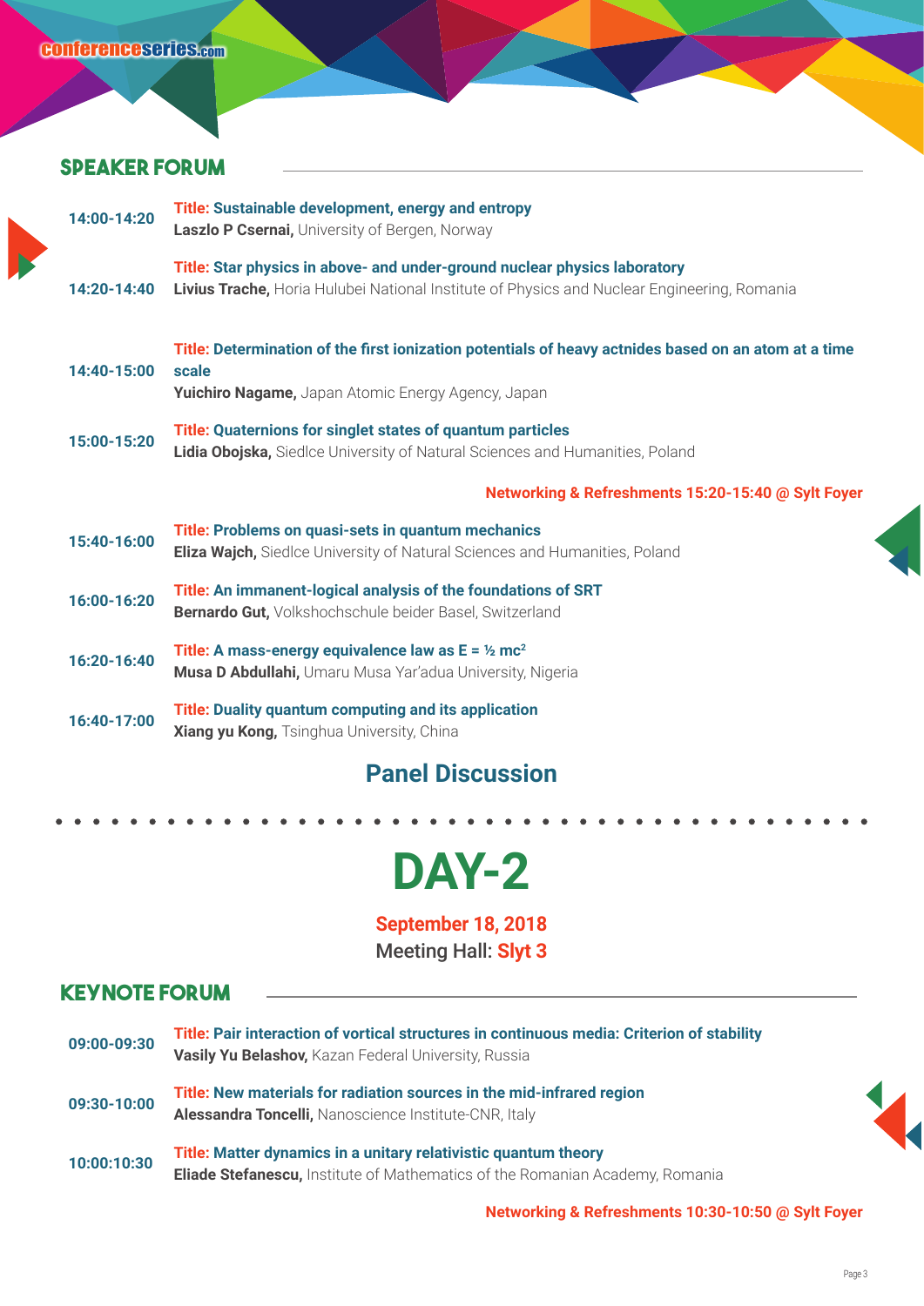## SPEAKER FORUM

**14:00-14:20** **Title: Sustainable development, energy and entropy**
**Laszlo P Csernai,** University of Bergen, Norway

**14:20-14:40** **Title: Star physics in above- and under-ground nuclear physics laboratory**
**Livius Trache,** Horia Hulubei National Institute of Physics and Nuclear Engineering, Romania

**14:40-15:00** **Title: Determination of the first ionization potentials of heavy actnides based on an atom at a time scale**
**Yuichiro Nagame,** Japan Atomic Energy Agency, Japan

**15:00-15:20** **Title: Quaternions for singlet states of quantum particles**
**Lidia Obojska,** Siedlce University of Natural Sciences and Humanities, Poland

**Networking & Refreshments 15:20-15:40 @ Sylt Foyer**

**15:40-16:00** **Title: Problems on quasi-sets in quantum mechanics**
**Eliza Wajch,** Siedlce University of Natural Sciences and Humanities, Poland

**16:00-16:20** **Title: An immanent-logical analysis of the foundations of SRT**
**Bernardo Gut,** Volkshochschule beider Basel, Switzerland

**16:20-16:40** **Title: A mass-energy equivalence law as $E = ½ mc^2$**
**Musa D Abdullahi,** Umaru Musa Yar'adua University, Nigeria

**16:40-17:00** **Title: Duality quantum computing and its application**
**Xiang yu Kong,** Tsinghua University, China

### Panel Discussion

# DAY-2

**September 18, 2018**
Meeting Hall: **Slyt 3**

## KEYNOTE FORUM

**09:00-09:30** **Title: Pair interaction of vortical structures in continuous media: Criterion of stability**
**Vasily Yu Belashov,** Kazan Federal University, Russia

**09:30-10:00** **Title: New materials for radiation sources in the mid-infrared region**
**Alessandra Toncelli,** Nanoscience Institute-CNR, Italy

**10:00:10:30** **Title: Matter dynamics in a unitary relativistic quantum theory**
**Eliade Stefanescu,** Institute of Mathematics of the Romanian Academy, Romania

**Networking & Refreshments 10:30-10:50 @ Sylt Foyer**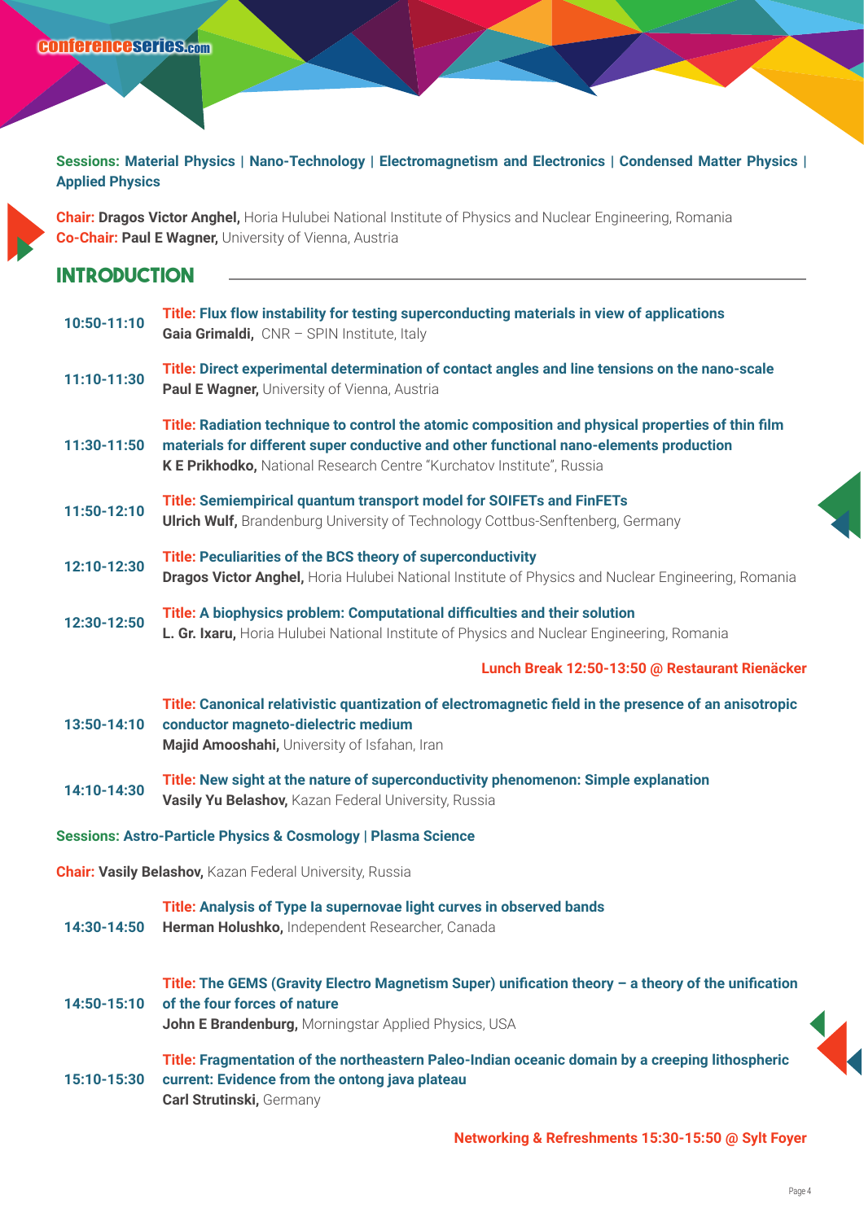**Sessions: Material Physics | Nano-Technology | Electromagnetism and Electronics | Condensed Matter Physics | Applied Physics**

**Chair: Dragos Victor Anghel,** Horia Hulubei National Institute of Physics and Nuclear Engineering, Romania
**Co-Chair: Paul E Wagner,** University of Vienna, Austria

## INTRODUCTION

| Time | Session |
|---|---|
| 10:50-11:10 | **Title: Flux flow instability for testing superconducting materials in view of applications**<br>**Gaia Grimaldi,** CNR – SPIN Institute, Italy |
| 11:10-11:30 | **Title: Direct experimental determination of contact angles and line tensions on the nano-scale**<br>**Paul E Wagner,** University of Vienna, Austria |
| 11:30-11:50 | **Title: Radiation technique to control the atomic composition and physical properties of thin film materials for different super conductive and other functional nano-elements production**<br>**K E Prikhodko,** National Research Centre "Kurchatov Institute", Russia |
| 11:50-12:10 | **Title: Semiempirical quantum transport model for SOIFETs and FinFETs**<br>**Ulrich Wulf,** Brandenburg University of Technology Cottbus-Senftenberg, Germany |
| 12:10-12:30 | **Title: Peculiarities of the BCS theory of superconductivity**<br>**Dragos Victor Anghel,** Horia Hulubei National Institute of Physics and Nuclear Engineering, Romania |
| 12:30-12:50 | **Title: A biophysics problem: Computational difficulties and their solution**<br>**L. Gr. Ixaru,** Horia Hulubei National Institute of Physics and Nuclear Engineering, Romania |

**Lunch Break 12:50-13:50 @ Restaurant Rienäcker**

| Time | Session |
|---|---|
| 13:50-14:10 | **Title: Canonical relativistic quantization of electromagnetic field in the presence of an anisotropic conductor magneto-dielectric medium**<br>**Majid Amooshahi,** University of Isfahan, Iran |
| 14:10-14:30 | **Title: New sight at the nature of superconductivity phenomenon: Simple explanation**<br>**Vasily Yu Belashov,** Kazan Federal University, Russia |

**Sessions: Astro-Particle Physics & Cosmology | Plasma Science**

**Chair: Vasily Belashov,** Kazan Federal University, Russia

| Time | Session |
|---|---|
| 14:30-14:50 | **Title: Analysis of Type Ia supernovae light curves in observed bands**<br>**Herman Holushko,** Independent Researcher, Canada |
| 14:50-15:10 | **Title: The GEMS (Gravity Electro Magnetism Super) unification theory – a theory of the unification of the four forces of nature**<br>**John E Brandenburg,** Morningstar Applied Physics, USA |
| 15:10-15:30 | **Title: Fragmentation of the northeastern Paleo-Indian oceanic domain by a creeping lithospheric current: Evidence from the ontong java plateau**<br>**Carl Strutinski,** Germany |

**Networking & Refreshments 15:30-15:50 @ Sylt Foyer**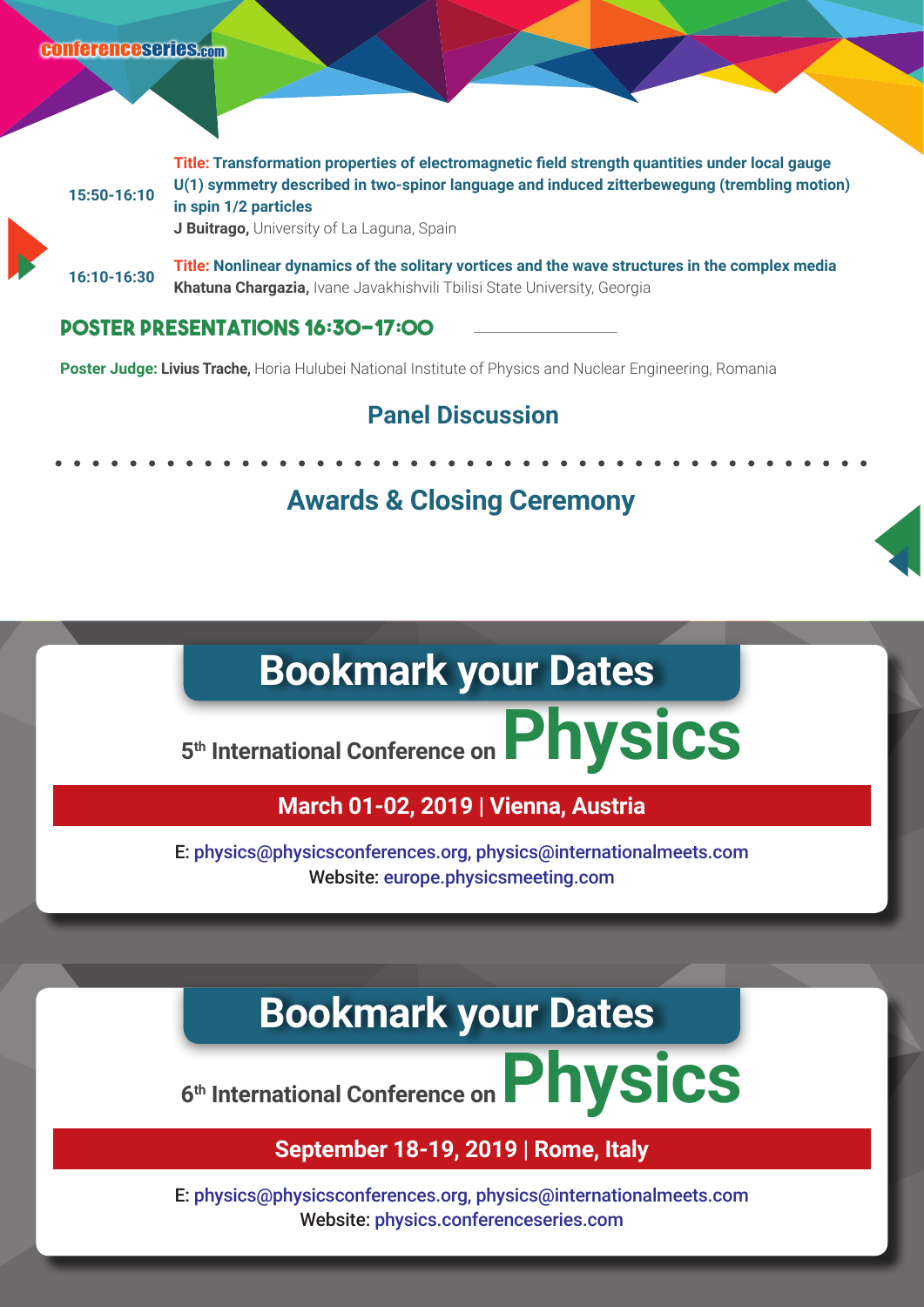**15:50-16:10**

**Title: Transformation properties of electromagnetic field strength quantities under local gauge U(1) symmetry described in two-spinor language and induced zitterbewegung (trembling motion) in spin 1/2 particles**
**J Buitrago,** University of La Laguna, Spain

**16:10-16:30**

**Title: Nonlinear dynamics of the solitary vortices and the wave structures in the complex media**
**Khatuna Chargazia,** Ivane Javakhishvili Tbilisi State University, Georgia

## POSTER PRESENTATIONS 16:30-17:00

**Poster Judge: Livius Trache,** Horia Hulubei National Institute of Physics and Nuclear Engineering, Romania

## Panel Discussion

## Awards & Closing Ceremony

## Bookmark your Dates

5th International Conference on **Physics**

**March 01-02, 2019 | Vienna, Austria**

E: physics@physicsconferences.org, physics@internationalmeets.com
Website: europe.physicsmeeting.com

## Bookmark your Dates

6th International Conference on **Physics**

**September 18-19, 2019 | Rome, Italy**

E: physics@physicsconferences.org, physics@internationalmeets.com
Website: physics.conferenceseries.com